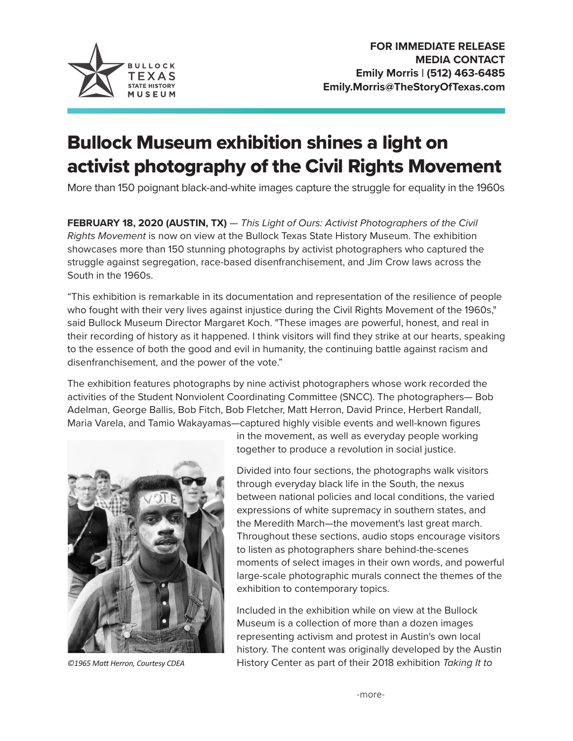BULLOCK TEXAS STATE HISTORY MUSEUM

**FOR IMMEDIATE RELEASE**
**MEDIA CONTACT**
**Emily Morris | (512) 463-6485**
**Emily.Morris@TheStoryOfTexas.com**

# Bullock Museum exhibition shines a light on activist photography of the Civil Rights Movement

More than 150 poignant black-and-white images capture the struggle for equality in the 1960s

**FEBRUARY 18, 2020 (AUSTIN, TX)** — *This Light of Ours: Activist Photographers of the Civil Rights Movement* is now on view at the Bullock Texas State History Museum. The exhibition showcases more than 150 stunning photographs by activist photographers who captured the struggle against segregation, race-based disenfranchisement, and Jim Crow laws across the South in the 1960s.

"This exhibition is remarkable in its documentation and representation of the resilience of people who fought with their very lives against injustice during the Civil Rights Movement of the 1960s," said Bullock Museum Director Margaret Koch. "These images are powerful, honest, and real in their recording of history as it happened. I think visitors will find they strike at our hearts, speaking to the essence of both the good and evil in humanity, the continuing battle against racism and disenfranchisement, and the power of the vote."

The exhibition features photographs by nine activist photographers whose work recorded the activities of the Student Nonviolent Coordinating Committee (SNCC). The photographers— Bob Adelman, George Ballis, Bob Fitch, Bob Fletcher, Matt Herron, David Prince, Herbert Randall, Maria Varela, and Tamio Wakayamas—captured highly visible events and well-known figures in the movement, as well as everyday people working together to produce a revolution in social justice.

*©1965 Matt Herron, Courtesy CDEA*

Divided into four sections, the photographs walk visitors through everyday black life in the South, the nexus between national policies and local conditions, the varied expressions of white supremacy in southern states, and the Meredith March—the movement's last great march. Throughout these sections, audio stops encourage visitors to listen as photographers share behind-the-scenes moments of select images in their own words, and powerful large-scale photographic murals connect the themes of the exhibition to contemporary topics.

Included in the exhibition while on view at the Bullock Museum is a collection of more than a dozen images representing activism and protest in Austin's own local history. The content was originally developed by the Austin History Center as part of their 2018 exhibition *Taking It to*

-more-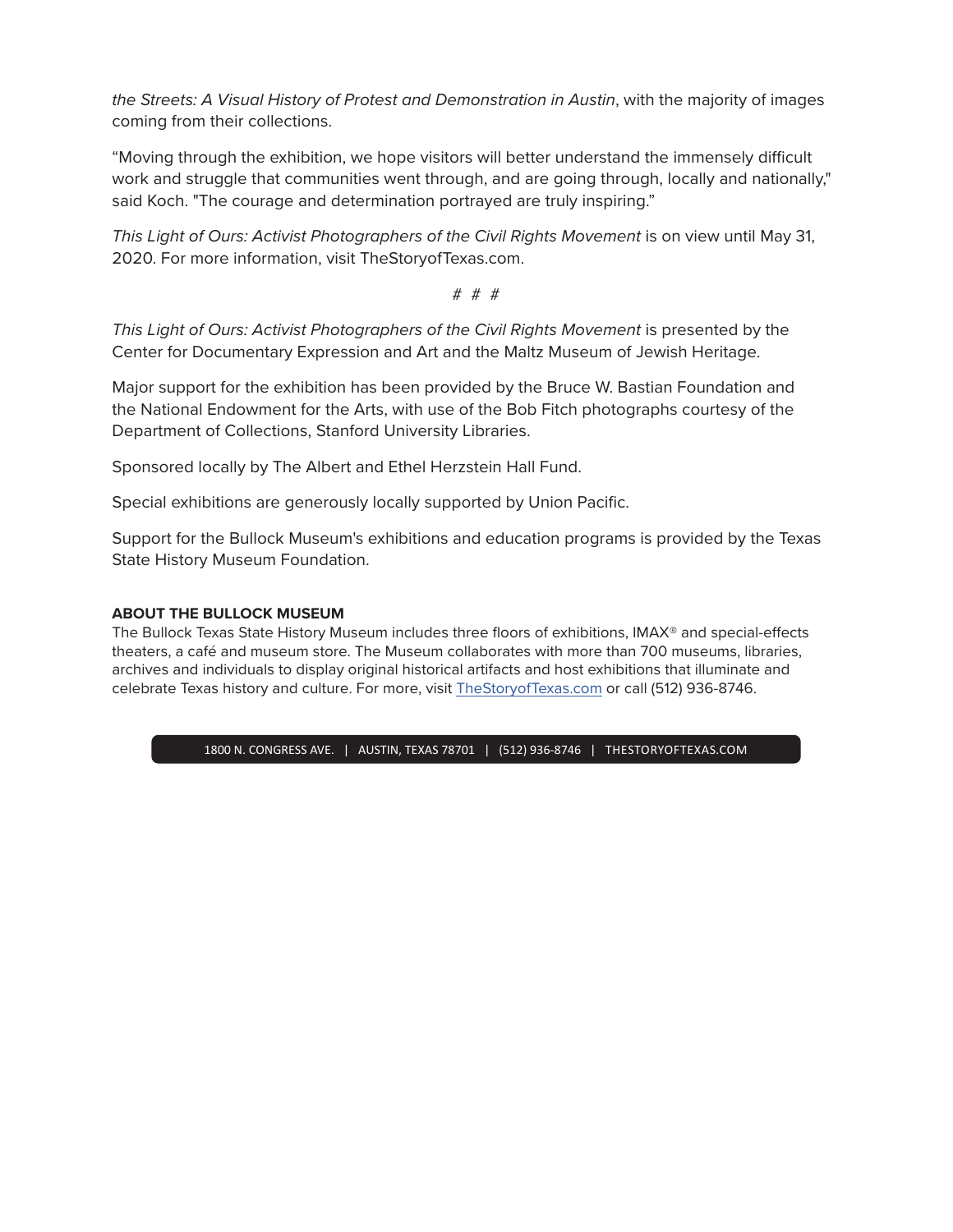*the Streets: A Visual History of Protest and Demonstration in Austin*, with the majority of images coming from their collections.

“Moving through the exhibition, we hope visitors will better understand the immensely difficult work and struggle that communities went through, and are going through, locally and nationally," said Koch. "The courage and determination portrayed are truly inspiring.”

*This Light of Ours: Activist Photographers of the Civil Rights Movement* is on view until May 31, 2020. For more information, visit TheStoryofTexas.com.

*# # #*

*This Light of Ours: Activist Photographers of the Civil Rights Movement* is presented by the Center for Documentary Expression and Art and the Maltz Museum of Jewish Heritage.

Major support for the exhibition has been provided by the Bruce W. Bastian Foundation and the National Endowment for the Arts, with use of the Bob Fitch photographs courtesy of the Department of Collections, Stanford University Libraries.

Sponsored locally by The Albert and Ethel Herzstein Hall Fund.

Special exhibitions are generously locally supported by Union Pacific.

Support for the Bullock Museum's exhibitions and education programs is provided by the Texas State History Museum Foundation.

**ABOUT THE BULLOCK MUSEUM**

The Bullock Texas State History Museum includes three floors of exhibitions, IMAX® and special-effects theaters, a café and museum store. The Museum collaborates with more than 700 museums, libraries, archives and individuals to display original historical artifacts and host exhibitions that illuminate and celebrate Texas history and culture. For more, visit [TheStoryofTexas.com](TheStoryofTexas.com) or call (512) 936-8746.

1800 N. CONGRESS AVE. | AUSTIN, TEXAS 78701 | (512) 936-8746 | THESTORYOFTEXAS.COM